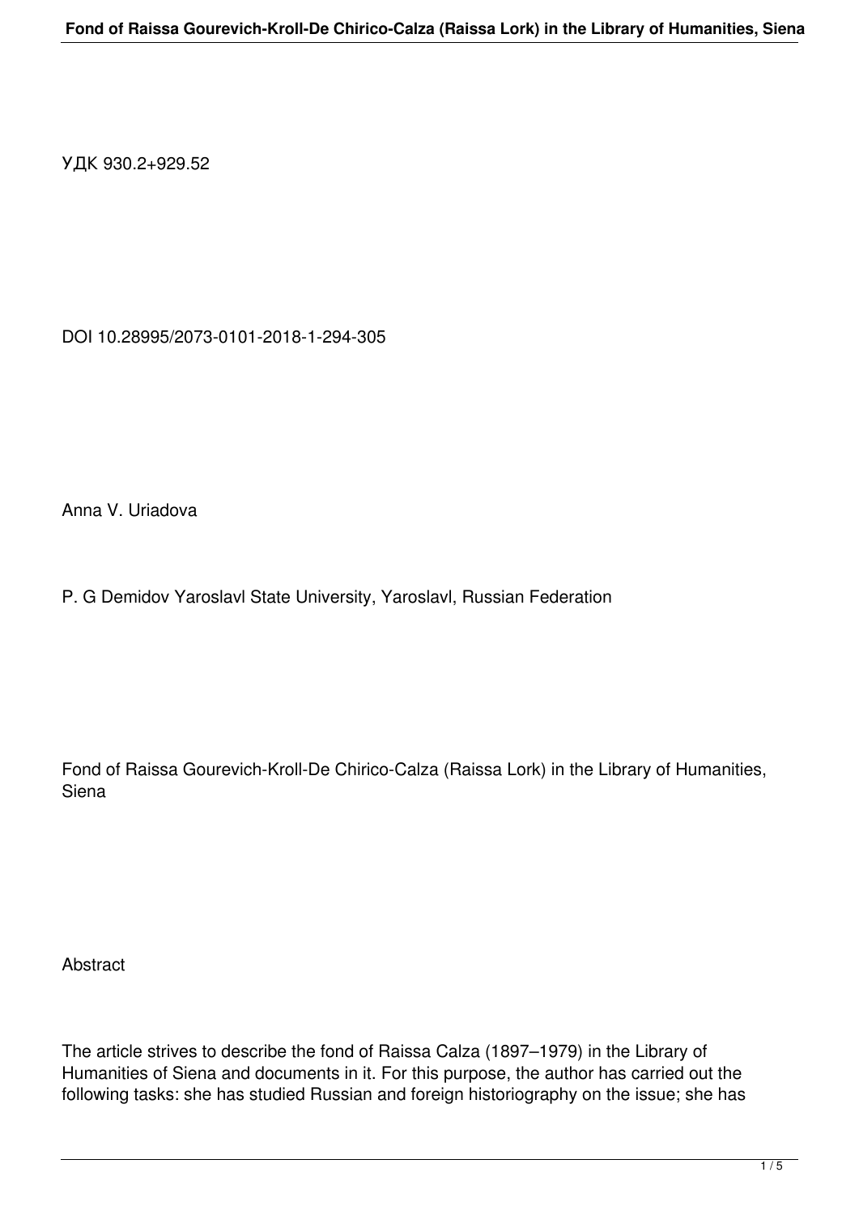УДК 930.2+929.52

DOI 10.28995/2073-0101-2018-1-294-305

Anna V. Uriadova

P. G Demidov Yaroslavl State University, Yaroslavl, Russian Federation

# Fond of Raissa Gourevich-Kroll-De Chirico-Calza (Raissa Lork) in the Library of Humanities, Siena

## Abstract

The article strives to describe the fond of Raissa Calza (1897–1979) in the Library of Humanities of Siena and documents in it. For this purpose, the author has carried out the following tasks: she has studied Russian and foreign historiography on the issue; she has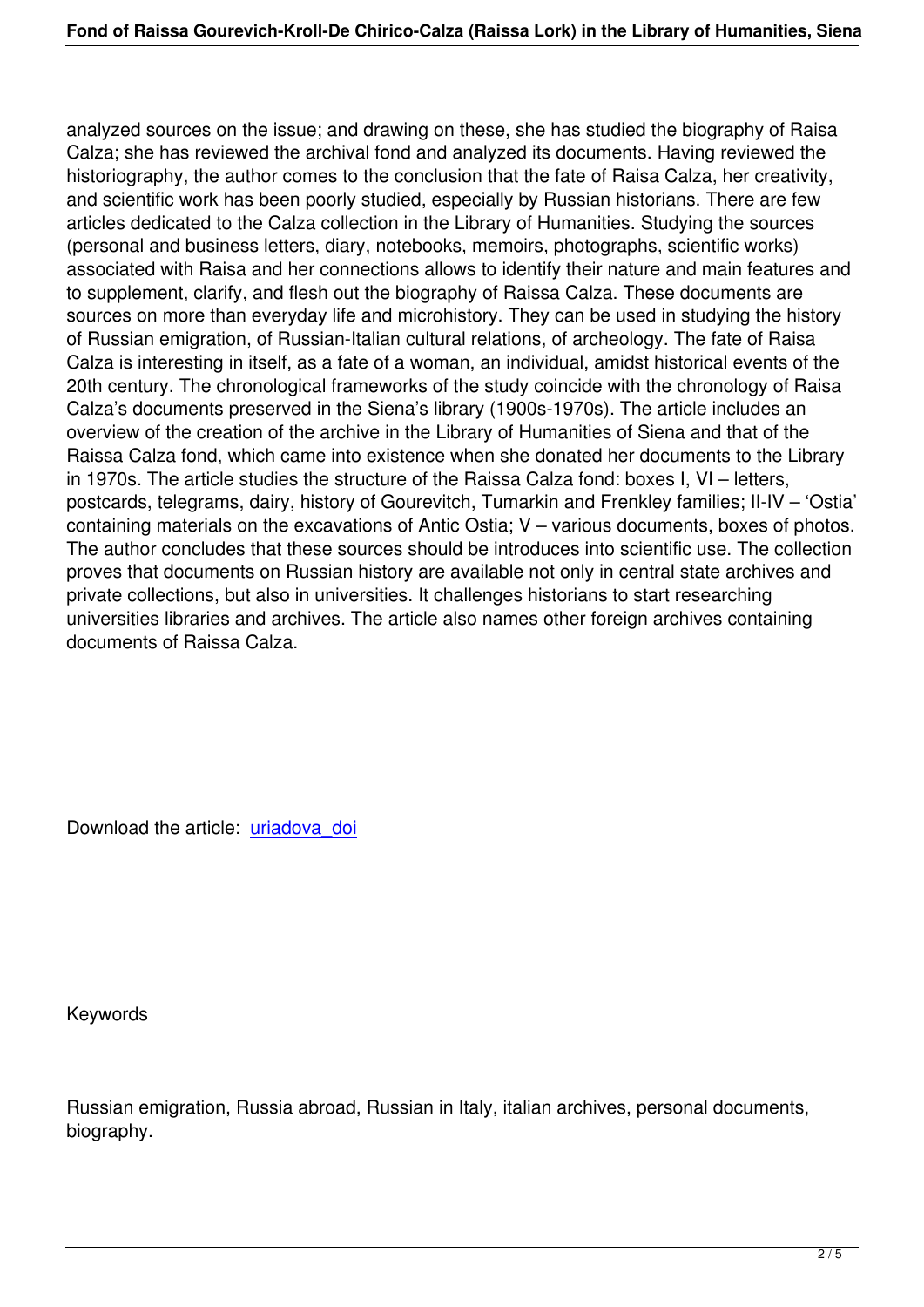analyzed sources on the issue; and drawing on these, she has studied the biography of Raisa Calza; she has reviewed the archival fond and analyzed its documents. Having reviewed the historiography, the author comes to the conclusion that the fate of Raisa Calza, her creativity, and scientific work has been poorly studied, especially by Russian historians. There are few articles dedicated to the Calza collection in the Library of Humanities. Studying the sources (personal and business letters, diary, notebooks, memoirs, photographs, scientific works) associated with Raisa and her connections allows to identify their nature and main features and to supplement, clarify, and flesh out the biography of Raissa Calza. These documents are sources on more than everyday life and microhistory. They can be used in studying the history of Russian emigration, of Russian-Italian cultural relations, of archeology. The fate of Raisa Calza is interesting in itself, as a fate of a woman, an individual, amidst historical events of the 20th century. The chronological frameworks of the study coincide with the chronology of Raisa Calza's documents preserved in the Siena's library (1900s-1970s). The article includes an overview of the creation of the archive in the Library of Humanities of Siena and that of the Raissa Calza fond, which came into existence when she donated her documents to the Library in 1970s. The article studies the structure of the Raissa Calza fond: boxes I, VI – letters, postcards, telegrams, dairy, history of Gourevitch, Tumarkin and Frenkley families; II-IV – 'Ostia' containing materials on the excavations of Antic Ostia; V – various documents, boxes of photos. The author concludes that these sources should be introduces into scientific use. The collection proves that documents on Russian history are available not only in central state archives and private collections, but also in universities. It challenges historians to start researching universities libraries and archives. The article also names other foreign archives containing documents of Raissa Calza.

Download the article: uriadova_doi

Keywords

Russian emigration, Russia abroad, Russian in Italy, italian archives, personal documents, biography.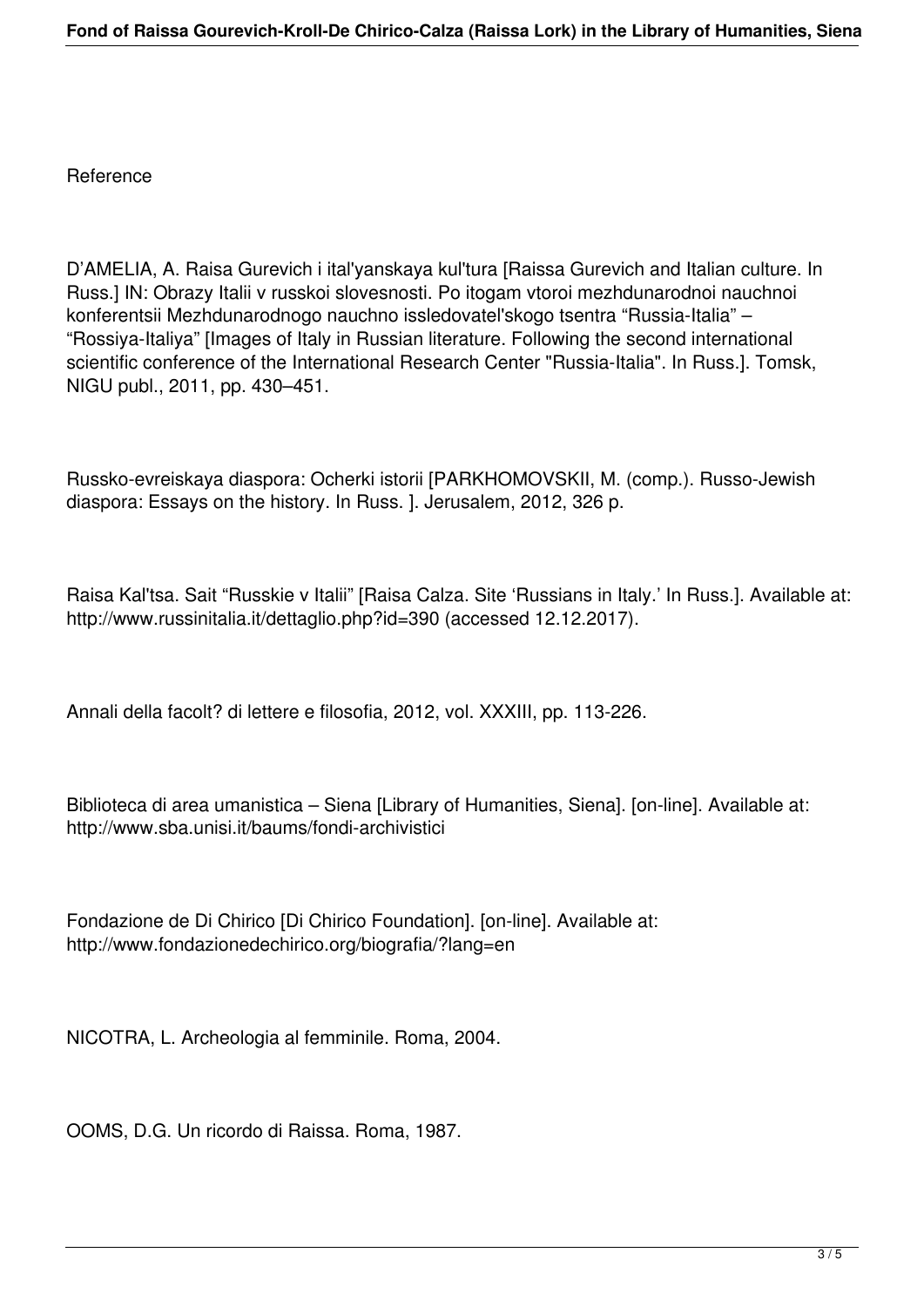Reference

D'AMELIA, A. Raisa Gurevich i ital'yanskaya kul'tura [Raissa Gurevich and Italian culture. In Russ.] IN: Obrazy Italii v russkoi slovesnosti. Po itogam vtoroi mezhdunarodnoi nauchnoi konferentsii Mezhdunarodnogo nauchno issledovatel'skogo tsentra "Russia-Italia" – "Rossiya-Italiya" [Images of Italy in Russian literature. Following the second international scientific conference of the International Research Center "Russia-Italia". In Russ.]. Tomsk, NIGU publ., 2011, pp. 430–451.

Russko-evreiskaya diaspora: Ocherki istorii [PARKHOMOVSKII, M. (comp.). Russo-Jewish diaspora: Essays on the history. In Russ. ]. Jerusalem, 2012, 326 p.

Raisa Kal'tsa. Sait "Russkie v Italii" [Raisa Calza. Site 'Russians in Italy.' In Russ.]. Available at: http://www.russinitalia.it/dettaglio.php?id=390 (accessed 12.12.2017).

Annali della facolt? di lettere e filosofia, 2012, vol. XXXIII, pp. 113-226.

Biblioteca di area umanistica – Siena [Library of Humanities, Siena]. [on-line]. Available at: http://www.sba.unisi.it/baums/fondi-archivistici

Fondazione de Di Chirico [Di Chirico Foundation]. [on-line]. Available at: http://www.fondazionedechirico.org/biografia/?lang=en

NICOTRA, L. Archeologia al femminile. Roma, 2004.

OOMS, D.G. Un ricordo di Raissa. Roma, 1987.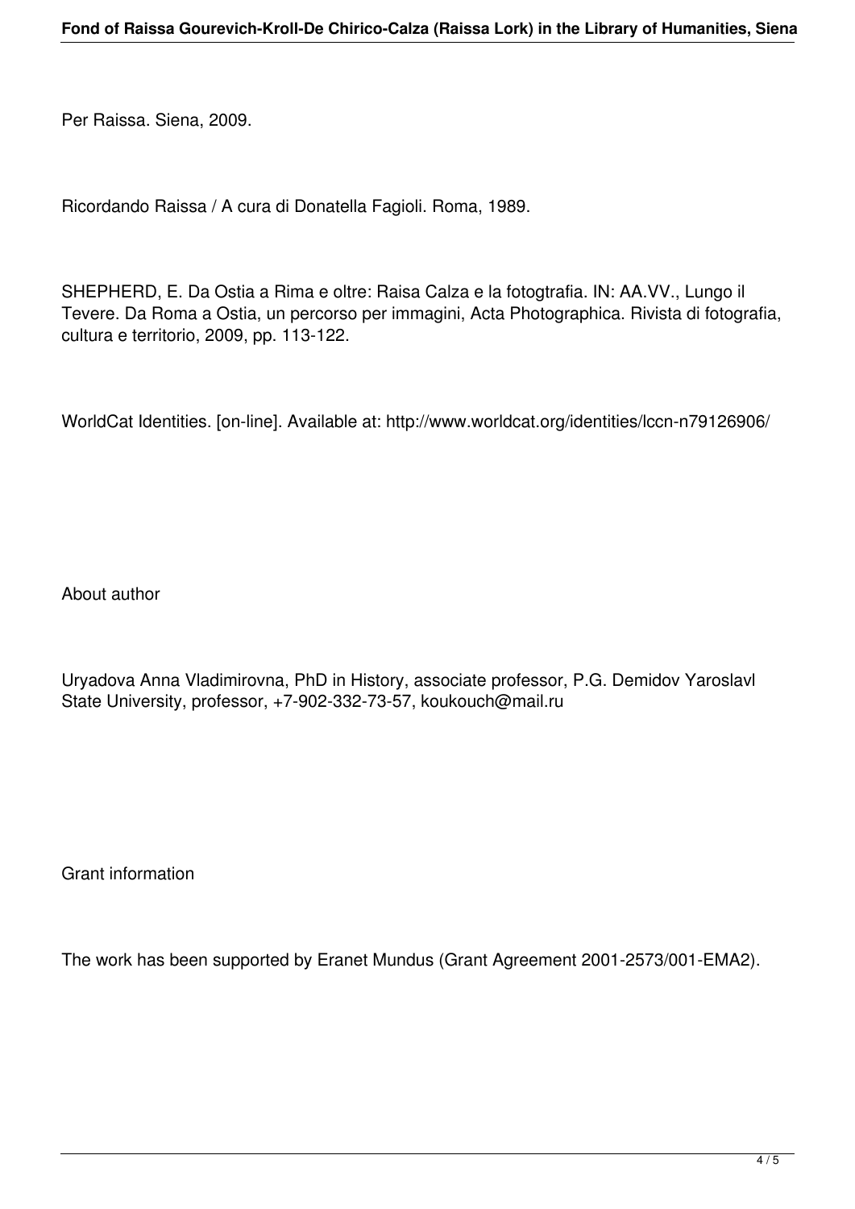Per Raissa. Siena, 2009.

Ricordando Raissa / A cura di Donatella Fagioli. Roma, 1989.

SHEPHERD, E. Da Ostia a Rima e oltre: Raisa Calza e la fotogtrafia. IN: AA.VV., Lungo il Tevere. Da Roma a Ostia, un percorso per immagini, Acta Photographica. Rivista di fotografia, cultura e territorio, 2009, pp. 113-122.

WorldCat Identities. [on-line]. Available at: http://www.worldcat.org/identities/lccn-n79126906/

## About author

Uryadova Anna Vladimirovna, PhD in History, associate professor, P.G. Demidov Yaroslavl State University, professor, +7-902-332-73-57, koukouch@mail.ru

## Grant information

The work has been supported by Eranet Mundus (Grant Agreement 2001-2573/001-EMA2).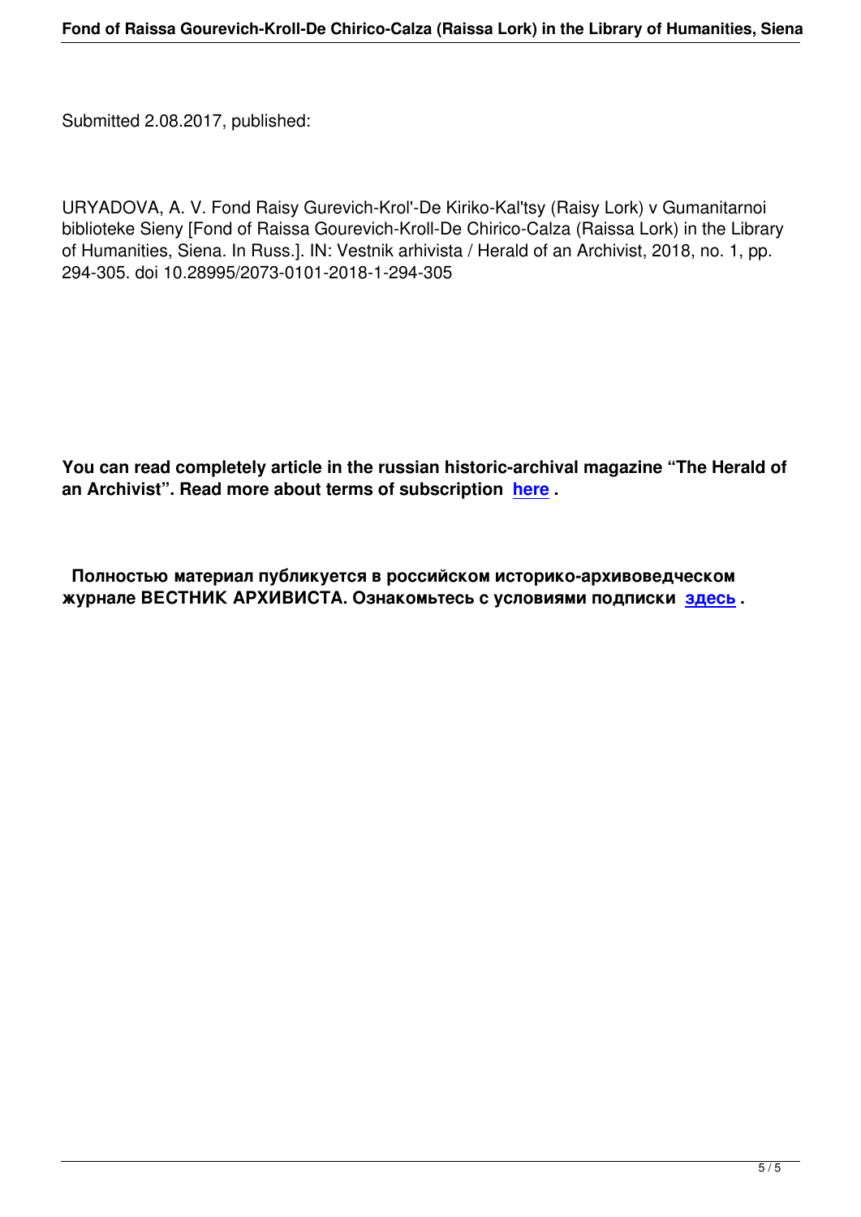Submitted 2.08.2017, published:

URYADOVA, A. V. Fond Raisy Gurevich-Krol'-De Kiriko-Kal'tsy (Raisy Lork) v Gumanitarnoi biblioteke Sieny [Fond of Raissa Gourevich-Kroll-De Chirico-Calza (Raissa Lork) in the Library of Humanities, Siena. In Russ.]. IN: Vestnik arhivista / Herald of an Archivist, 2018, no. 1, pp. 294-305. doi 10.28995/2073-0101-2018-1-294-305

**You can read completely article in the russian historic-archival magazine "The Herald of an Archivist". Read more about terms of subscription here .**

**Полностью материал публикуется в российском историко-архивоведческом журнале ВЕСТНИК АРХИВИСТА. Ознакомьтесь с условиями подписки здесь .**